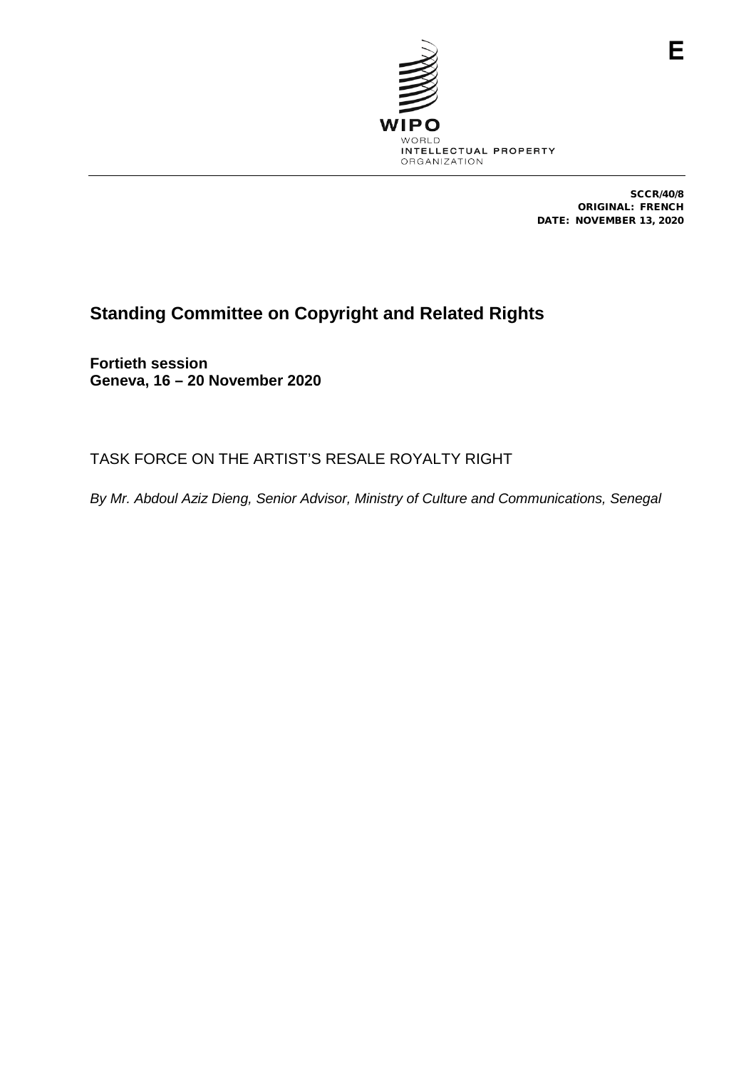E

WIPO
WORLD
INTELLECTUAL PROPERTY
ORGANIZATION

**SCCR/40/8**
**ORIGINAL: FRENCH**
**DATE: NOVEMBER 13, 2020**

# Standing Committee on Copyright and Related Rights

**Fortieth session**
**Geneva, 16 – 20 November 2020**

## TASK FORCE ON THE ARTIST'S RESALE ROYALTY RIGHT

*By Mr. Abdoul Aziz Dieng, Senior Advisor, Ministry of Culture and Communications, Senegal*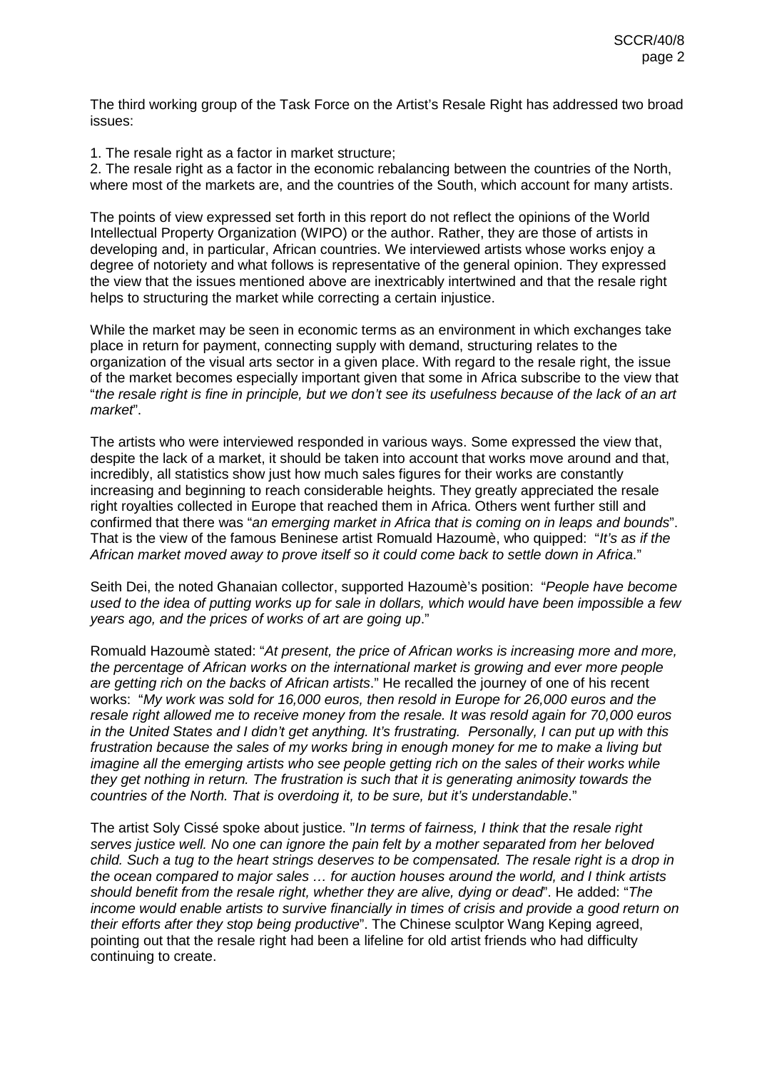The third working group of the Task Force on the Artist's Resale Right has addressed two broad issues:

1. The resale right as a factor in market structure;
2. The resale right as a factor in the economic rebalancing between the countries of the North, where most of the markets are, and the countries of the South, which account for many artists.

The points of view expressed set forth in this report do not reflect the opinions of the World Intellectual Property Organization (WIPO) or the author. Rather, they are those of artists in developing and, in particular, African countries. We interviewed artists whose works enjoy a degree of notoriety and what follows is representative of the general opinion. They expressed the view that the issues mentioned above are inextricably intertwined and that the resale right helps to structuring the market while correcting a certain injustice.

While the market may be seen in economic terms as an environment in which exchanges take place in return for payment, connecting supply with demand, structuring relates to the organization of the visual arts sector in a given place. With regard to the resale right, the issue of the market becomes especially important given that some in Africa subscribe to the view that "*the resale right is fine in principle, but we don't see its usefulness because of the lack of an art market*".

The artists who were interviewed responded in various ways. Some expressed the view that, despite the lack of a market, it should be taken into account that works move around and that, incredibly, all statistics show just how much sales figures for their works are constantly increasing and beginning to reach considerable heights. They greatly appreciated the resale right royalties collected in Europe that reached them in Africa. Others went further still and confirmed that there was "*an emerging market in Africa that is coming on in leaps and bounds*". That is the view of the famous Beninese artist Romuald Hazoumè, who quipped: "*It's as if the African market moved away to prove itself so it could come back to settle down in Africa*."

Seith Dei, the noted Ghanaian collector, supported Hazoumè's position: "*People have become used to the idea of putting works up for sale in dollars, which would have been impossible a few years ago, and the prices of works of art are going up*."

Romuald Hazoumè stated: "*At present, the price of African works is increasing more and more, the percentage of African works on the international market is growing and ever more people are getting rich on the backs of African artists*." He recalled the journey of one of his recent works: "*My work was sold for 16,000 euros, then resold in Europe for 26,000 euros and the resale right allowed me to receive money from the resale. It was resold again for 70,000 euros in the United States and I didn't get anything. It's frustrating. Personally, I can put up with this frustration because the sales of my works bring in enough money for me to make a living but imagine all the emerging artists who see people getting rich on the sales of their works while they get nothing in return. The frustration is such that it is generating animosity towards the countries of the North. That is overdoing it, to be sure, but it's understandable*."

The artist Soly Cissé spoke about justice. "*In terms of fairness, I think that the resale right serves justice well. No one can ignore the pain felt by a mother separated from her beloved child. Such a tug to the heart strings deserves to be compensated. The resale right is a drop in the ocean compared to major sales … for auction houses around the world, and I think artists should benefit from the resale right, whether they are alive, dying or dead*". He added: "*The income would enable artists to survive financially in times of crisis and provide a good return on their efforts after they stop being productive*". The Chinese sculptor Wang Keping agreed, pointing out that the resale right had been a lifeline for old artist friends who had difficulty continuing to create.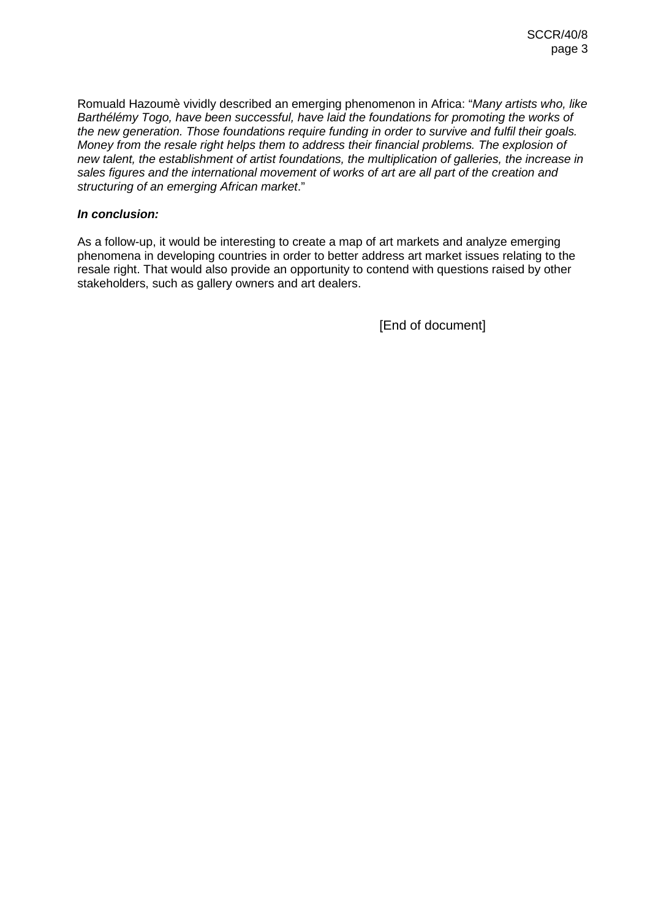Romuald Hazoumè vividly described an emerging phenomenon in Africa: "*Many artists who, like Barthélémy Togo, have been successful, have laid the foundations for promoting the works of the new generation. Those foundations require funding in order to survive and fulfil their goals. Money from the resale right helps them to address their financial problems. The explosion of new talent, the establishment of artist foundations, the multiplication of galleries, the increase in sales figures and the international movement of works of art are all part of the creation and structuring of an emerging African market*."

***In conclusion:***

As a follow-up, it would be interesting to create a map of art markets and analyze emerging phenomena in developing countries in order to better address art market issues relating to the resale right. That would also provide an opportunity to contend with questions raised by other stakeholders, such as gallery owners and art dealers.

[End of document]